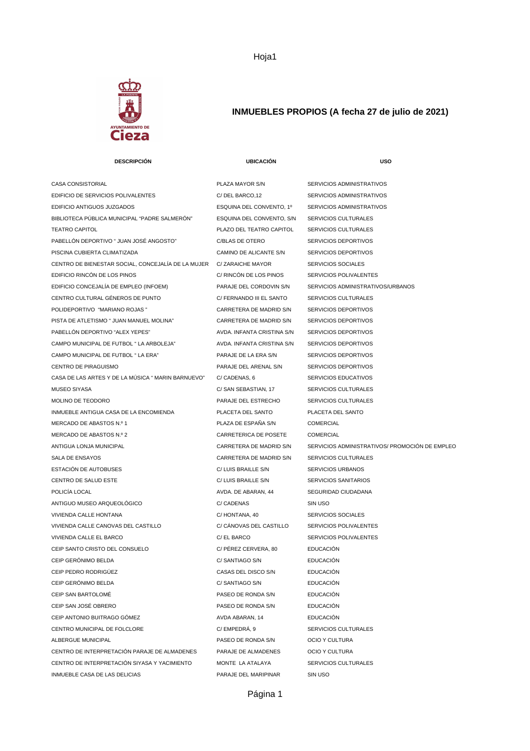# INMUEBLES PROPIOS (A fecha 27 de julio de 2021)

| DESCRIPCIÓN | UBICACIÓN | USO |
|---|---|---|
| CASA CONSISTORIAL | PLAZA MAYOR S/N | SERVICIOS ADMINISTRATIVOS |
| EDIFICIO DE SERVICIOS POLIVALENTES | C/ DEL BARCO,12 | SERVICIOS ADMINISTRATIVOS |
| EDIFICIO ANTIGUOS JUZGADOS | ESQUINA DEL CONVENTO, 1º | SERVICIOS ADMINISTRATIVOS |
| BIBLIOTECA PÚBLICA MUNICIPAL "PADRE SALMERÓN" | ESQUINA DEL CONVENTO, S/N | SERVICIOS CULTURALES |
| TEATRO CAPITOL | PLAZO DEL TEATRO CAPITOL | SERVICIOS CULTURALES |
| PABELLÓN DEPORTIVO " JUAN JOSÉ ANGOSTO" | C/BLAS DE OTERO | SERVICIOS DEPORTIVOS |
| PISCINA CUBIERTA CLIMATIZADA | CAMINO DE ALICANTE S/N | SERVICIOS DEPORTIVOS |
| CENTRO DE BIENESTAR SOCIAL, CONCEJALÍA DE LA MUJER | C/ ZARAICHE MAYOR | SERVICIOS SOCIALES |
| EDIFICIO RINCÓN DE LOS PINOS | C/ RINCÓN DE LOS PINOS | SERVICIOS POLIVALENTES |
| EDIFICIO CONCEJALÍA DE EMPLEO (INFOEM) | PARAJE DEL CORDOVIN S/N | SERVICIOS ADMINISTRATIVOS/URBANOS |
| CENTRO CULTURAL GÉNEROS DE PUNTO | C/ FERNANDO III EL SANTO | SERVICIOS CULTURALES |
| POLIDEPORTIVO "MARIANO ROJAS " | CARRETERA DE MADRID S/N | SERVICIOS DEPORTIVOS |
| PISTA DE ATLETISMO " JUAN MANUEL MOLINA" | CARRETERA DE MADRID S/N | SERVICIOS DEPORTIVOS |
| PABELLÓN DEPORTIVO "ALEX YEPES" | AVDA. INFANTA CRISTINA S/N | SERVICIOS DEPORTIVOS |
| CAMPO MUNICIPAL DE FUTBOL " LA ARBOLEJA" | AVDA. INFANTA CRISTINA S/N | SERVICIOS DEPORTIVOS |
| CAMPO MUNICIPAL DE FUTBOL " LA ERA" | PARAJE DE LA ERA S/N | SERVICIOS DEPORTIVOS |
| CENTRO DE PIRAGUISMO | PARAJE DEL ARENAL S/N | SERVICIOS DEPORTIVOS |
| CASA DE LAS ARTES Y DE LA MÚSICA " MARIN BARNUEVO" | C/ CADENAS, 6 | SERVICIOS EDUCATIVOS |
| MUSEO SIYASA | C/ SAN SEBASTIAN, 17 | SERVICIOS CULTURALES |
| MOLINO DE TEODORO | PARAJE DEL ESTRECHO | SERVICIOS CULTURALES |
| INMUEBLE ANTIGUA CASA DE LA ENCOMIENDA | PLACETA DEL SANTO | PLACETA DEL SANTO |
| MERCADO DE ABASTOS N.º 1 | PLAZA DE ESPAÑA S/N | COMERCIAL |
| MERCADO DE ABASTOS N.º 2 | CARRETERICA DE POSETE | COMERCIAL |
| ANTIGUA LONJA MUNICIPAL | CARRETERA DE MADRID S/N | SERVICIOS ADMINISTRATIVOS/ PROMOCIÓN DE EMPLEO |
| SALA DE ENSAYOS | CARRETERA DE MADRID S/N | SERVICIOS CULTURALES |
| ESTACIÓN DE AUTOBUSES | C/ LUIS BRAILLE S/N | SERVICIOS URBANOS |
| CENTRO DE SALUD ESTE | C/ LUIS BRAILLE S/N | SERVICIOS SANITARIOS |
| POLICÍA LOCAL | AVDA. DE ABARAN, 44 | SEGURIDAD CIUDADANA |
| ANTIGUO MUSEO ARQUEOLÓGICO | C/ CADENAS | SIN USO |
| VIVIENDA CALLE HONTANA | C/ HONTANA, 40 | SERVICIOS SOCIALES |
| VIVIENDA CALLE CANOVAS DEL CASTILLO | C/ CÁNOVAS DEL CASTILLO | SERVICIOS POLIVALENTES |
| VIVIENDA CALLE EL BARCO | C/ EL BARCO | SERVICIOS POLIVALENTES |
| CEIP SANTO CRISTO DEL CONSUELO | C/ PÉREZ CERVERA, 80 | EDUCACIÓN |
| CEIP GERÓNIMO BELDA | C/ SANTIAGO S/N | EDUCACIÓN |
| CEIP PEDRO RODRIGÜEZ | CASAS DEL DISCO S/N | EDUCACIÓN |
| CEIP GERÓNIMO BELDA | C/ SANTIAGO S/N | EDUCACIÓN |
| CEIP SAN BARTOLOMÉ | PASEO DE RONDA S/N | EDUCACIÓN |
| CEIP SAN JOSÉ OBRERO | PASEO DE RONDA S/N | EDUCACIÓN |
| CEIP ANTONIO BUITRAGO GÓMEZ | AVDA ABARAN, 14 | EDUCACIÓN |
| CENTRO MUNICIPAL DE FOLCLORE | C/ EMPEDRÁ, 9 | SERVICIOS CULTURALES |
| ALBERGUE MUNICIPAL | PASEO DE RONDA S/N | OCIO Y CULTURA |
| CENTRO DE INTERPRETACIÓN PARAJE DE ALMADENES | PARAJE DE ALMADENES | OCIO Y CULTURA |
| CENTRO DE INTERPRETACIÓN SIYASA Y YACIMIENTO | MONTE LA ATALAYA | SERVICIOS CULTURALES |
| INMUEBLE CASA DE LAS DELICIAS | PARAJE DEL MARIPINAR | SIN USO |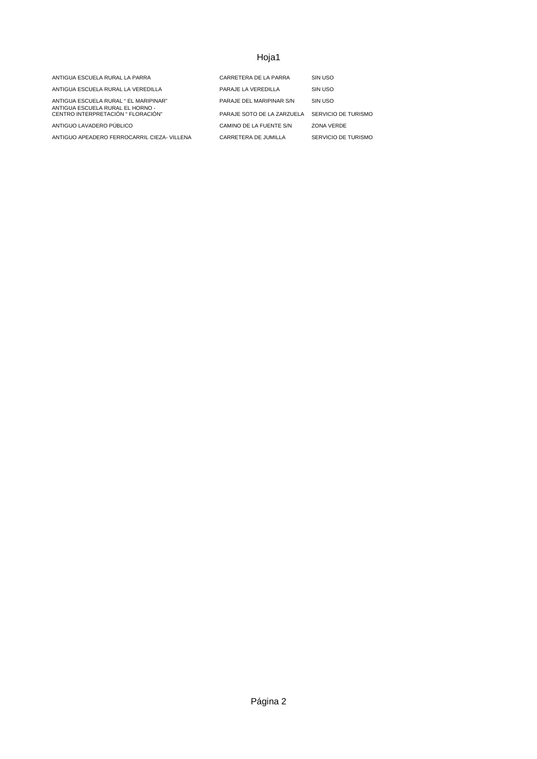| | | |
|---|---|---|
| ANTIGUA ESCUELA RURAL LA PARRA | CARRETERA DE LA PARRA | SIN USO |
| ANTIGUA ESCUELA RURAL LA VEREDILLA | PARAJE LA VEREDILLA | SIN USO |
| ANTIGUA ESCUELA RURAL " EL MARIPINAR" | PARAJE DEL MARIPINAR S/N | SIN USO |
| ANTIGUA ESCUELA RURAL EL HORNO - CENTRO INTERPRETACIÓN " FLORACIÓN" | PARAJE SOTO DE LA ZARZUELA | SERVICIO DE TURISMO |
| ANTIGUO LAVADERO PÚBLICO | CAMINO DE LA FUENTE S/N | ZONA VERDE |
| ANTIGUO APEADERO FERROCARRIL CIEZA- VILLENA | CARRETERA DE JUMILLA | SERVICIO DE TURISMO |